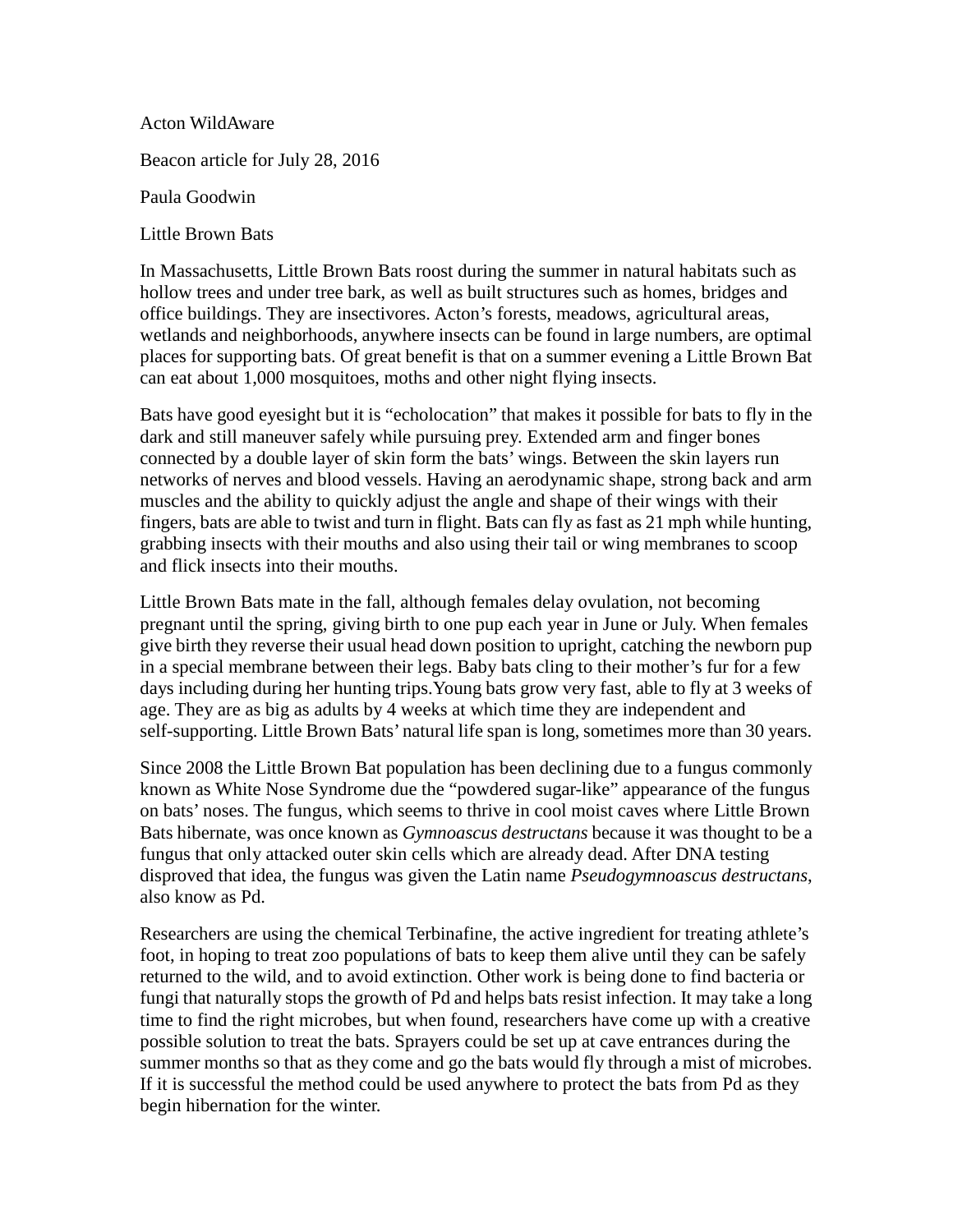Acton WildAware

Beacon article for July 28, 2016

Paula Goodwin

Little Brown Bats

In Massachusetts, Little Brown Bats roost during the summer in natural habitats such as hollow trees and under tree bark, as well as built structures such as homes, bridges and office buildings. They are insectivores. Acton's forests, meadows, agricultural areas, wetlands and neighborhoods, anywhere insects can be found in large numbers, are optimal places for supporting bats. Of great benefit is that on a summer evening a Little Brown Bat can eat about 1,000 mosquitoes, moths and other night flying insects.

Bats have good eyesight but it is "echolocation" that makes it possible for bats to fly in the dark and still maneuver safely while pursuing prey. Extended arm and finger bones connected by a double layer of skin form the bats' wings. Between the skin layers run networks of nerves and blood vessels. Having an aerodynamic shape, strong back and arm muscles and the ability to quickly adjust the angle and shape of their wings with their fingers, bats are able to twist and turn in flight. Bats can fly as fast as 21 mph while hunting, grabbing insects with their mouths and also using their tail or wing membranes to scoop and flick insects into their mouths.

Little Brown Bats mate in the fall, although females delay ovulation, not becoming pregnant until the spring, giving birth to one pup each year in June or July. When females give birth they reverse their usual head down position to upright, catching the newborn pup in a special membrane between their legs. Baby bats cling to their mother's fur for a few days including during her hunting trips.Young bats grow very fast, able to fly at 3 weeks of age. They are as big as adults by 4 weeks at which time they are independent and self-supporting. Little Brown Bats' natural life span is long, sometimes more than 30 years.

Since 2008 the Little Brown Bat population has been declining due to a fungus commonly known as White Nose Syndrome due the "powdered sugar-like" appearance of the fungus on bats' noses. The fungus, which seems to thrive in cool moist caves where Little Brown Bats hibernate, was once known as *Gymnoascus destructans* because it was thought to be a fungus that only attacked outer skin cells which are already dead. After DNA testing disproved that idea, the fungus was given the Latin name *Pseudogymnoascus destructans*, also know as Pd.

Researchers are using the chemical Terbinafine, the active ingredient for treating athlete's foot, in hoping to treat zoo populations of bats to keep them alive until they can be safely returned to the wild, and to avoid extinction. Other work is being done to find bacteria or fungi that naturally stops the growth of Pd and helps bats resist infection. It may take a long time to find the right microbes, but when found, researchers have come up with a creative possible solution to treat the bats. Sprayers could be set up at cave entrances during the summer months so that as they come and go the bats would fly through a mist of microbes. If it is successful the method could be used anywhere to protect the bats from Pd as they begin hibernation for the winter.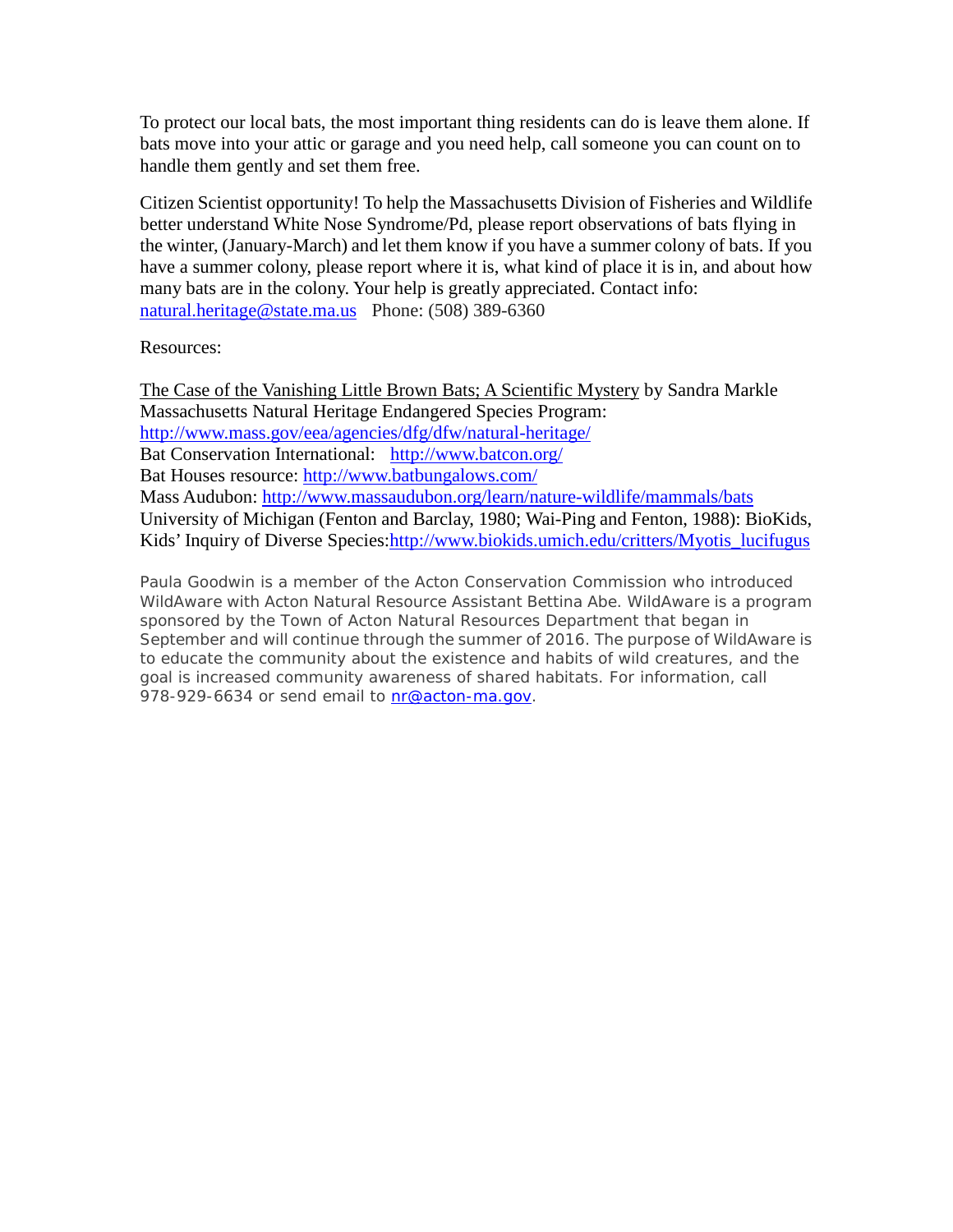To protect our local bats, the most important thing residents can do is leave them alone. If bats move into your attic or garage and you need help, call someone you can count on to handle them gently and set them free.

Citizen Scientist opportunity! To help the Massachusetts Division of Fisheries and Wildlife better understand White Nose Syndrome/Pd, please report observations of bats flying in the winter, (January-March) and let them know if you have a summer colony of bats. If you have a summer colony, please report where it is, what kind of place it is in, and about how many bats are in the colony. Your help is greatly appreciated. Contact info: [natural.heritage@state.ma.us](mailto:natural.heritage@state.ma.us) Phone: (508) 389-6360

Resources:

The Case of the Vanishing Little Brown Bats; A Scientific Mystery by Sandra Markle
Massachusetts Natural Heritage Endangered Species Program: [http://www.mass.gov/eea/agencies/dfg/dfw/natural-heritage/](http://www.mass.gov/eea/agencies/dfg/dfw/natural-heritage/)
Bat Conservation International: [http://www.batcon.org/](http://www.batcon.org/)
Bat Houses resource: [http://www.batbungalows.com/](http://www.batbungalows.com/)
Mass Audubon: [http://www.massaudubon.org/learn/nature-wildlife/mammals/bats](http://www.massaudubon.org/learn/nature-wildlife/mammals/bats)
University of Michigan (Fenton and Barclay, 1980; Wai-Ping and Fenton, 1988): BioKids, Kids' Inquiry of Diverse Species:[http://www.biokids.umich.edu/critters/Myotis_lucifugus](http://www.biokids.umich.edu/critters/Myotis_lucifugus)

Paula Goodwin is a member of the Acton Conservation Commission who introduced WildAware with Acton Natural Resource Assistant Bettina Abe. WildAware is a program sponsored by the Town of Acton Natural Resources Department that began in September and will continue through the summer of 2016. The purpose of WildAware is to educate the community about the existence and habits of wild creatures, and the goal is increased community awareness of shared habitats. For information, call 978-929-6634 or send email to [nr@acton-ma.gov](mailto:nr@acton-ma.gov).